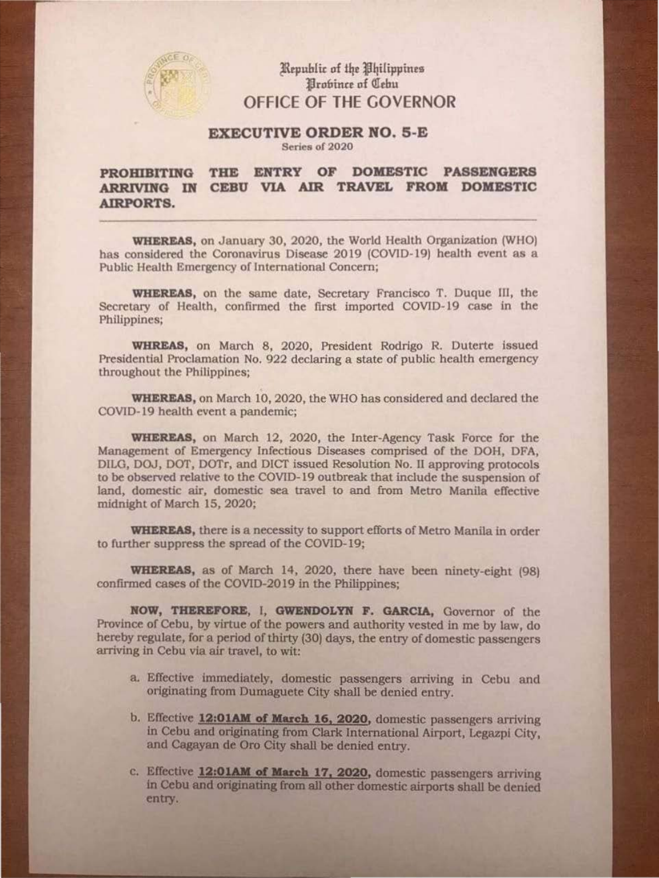Republic of the Philippines
Province of Cebu

# OFFICE OF THE GOVERNOR

## EXECUTIVE ORDER NO. 5-E
Series of 2020

**PROHIBITING THE ENTRY OF DOMESTIC PASSENGERS ARRIVING IN CEBU VIA AIR TRAVEL FROM DOMESTIC AIRPORTS.**

---

**WHEREAS,** on January 30, 2020, the World Health Organization (WHO) has considered the Coronavirus Disease 2019 (COVID-19) health event as a Public Health Emergency of International Concern;

**WHEREAS,** on the same date, Secretary Francisco T. Duque III, the Secretary of Health, confirmed the first imported COVID-19 case in the Philippines;

**WHREAS,** on March 8, 2020, President Rodrigo R. Duterte issued Presidential Proclamation No. 922 declaring a state of public health emergency throughout the Philippines;

**WHEREAS,** on March 10, 2020, the WHO has considered and declared the COVID-19 health event a pandemic;

**WHEREAS,** on March 12, 2020, the Inter-Agency Task Force for the Management of Emergency Infectious Diseases comprised of the DOH, DFA, DILG, DOJ, DOT, DOTr, and DICT issued Resolution No. II approving protocols to be observed relative to the COVID-19 outbreak that include the suspension of land, domestic air, domestic sea travel to and from Metro Manila effective midnight of March 15, 2020;

**WHEREAS,** there is a necessity to support efforts of Metro Manila in order to further suppress the spread of the COVID-19;

**WHEREAS,** as of March 14, 2020, there have been ninety-eight (98) confirmed cases of the COVID-2019 in the Philippines;

**NOW, THEREFORE,** I, **GWENDOLYN F. GARCIA,** Governor of the Province of Cebu, by virtue of the powers and authority vested in me by law, do hereby regulate, for a period of thirty (30) days, the entry of domestic passengers arriving in Cebu via air travel, to wit:

a. Effective immediately, domestic passengers arriving in Cebu and originating from Dumaguete City shall be denied entry.

b. Effective **12:01AM of March 16, 2020,** domestic passengers arriving in Cebu and originating from Clark International Airport, Legazpi City, and Cagayan de Oro City shall be denied entry.

c. Effective **12:01AM of March 17, 2020,** domestic passengers arriving in Cebu and originating from all other domestic airports shall be denied entry.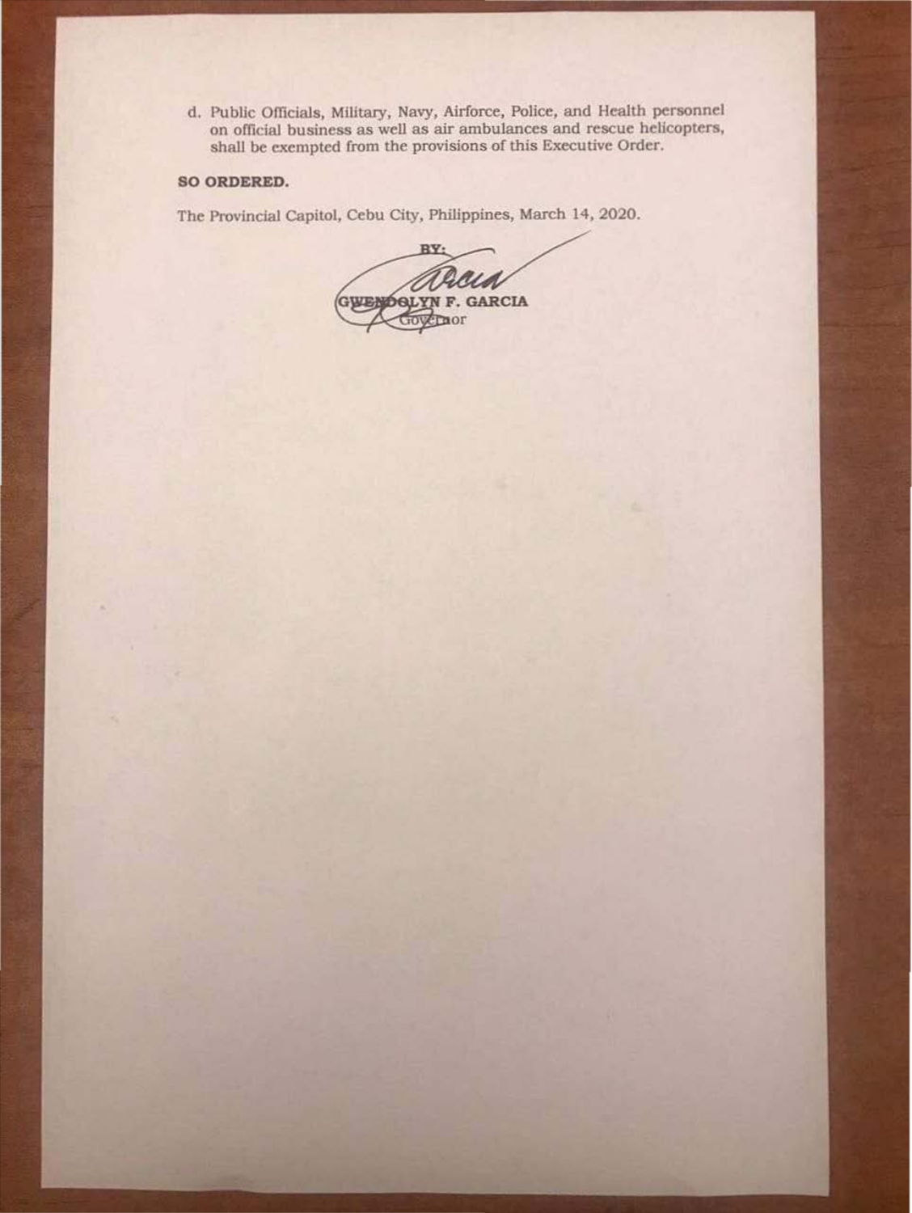d. Public Officials, Military, Navy, Airforce, Police, and Health personnel on official business as well as air ambulances and rescue helicopters, shall be exempted from the provisions of this Executive Order.

**SO ORDERED.**

The Provincial Capitol, Cebu City, Philippines, March 14, 2020.

BY:

**GWENDOLYN F. GARCIA**
Governor